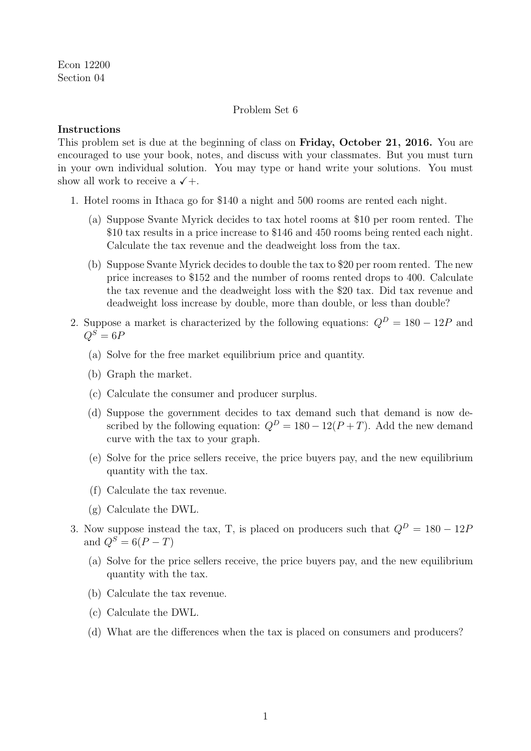Econ 12200
Section 04

Problem Set 6

**Instructions**
This problem set is due at the beginning of class on **Friday, October 21, 2016.** You are encouraged to use your book, notes, and discuss with your classmates. But you must turn in your own individual solution. You may type or hand write your solutions. You must show all work to receive a ✓+.

1. Hotel rooms in Ithaca go for \$140 a night and 500 rooms are rented each night.
   (a) Suppose Svante Myrick decides to tax hotel rooms at \$10 per room rented. The \$10 tax results in a price increase to \$146 and 450 rooms being rented each night. Calculate the tax revenue and the deadweight loss from the tax.
   (b) Suppose Svante Myrick decides to double the tax to \$20 per room rented. The new price increases to \$152 and the number of rooms rented drops to 400. Calculate the tax revenue and the deadweight loss with the \$20 tax. Did tax revenue and deadweight loss increase by double, more than double, or less than double?

2. Suppose a market is characterized by the following equations: $Q^D = 180 - 12P$ and $Q^S = 6P$
   (a) Solve for the free market equilibrium price and quantity.
   (b) Graph the market.
   (c) Calculate the consumer and producer surplus.
   (d) Suppose the government decides to tax demand such that demand is now described by the following equation: $Q^D = 180 - 12(P + T)$. Add the new demand curve with the tax to your graph.
   (e) Solve for the price sellers receive, the price buyers pay, and the new equilibrium quantity with the tax.
   (f) Calculate the tax revenue.
   (g) Calculate the DWL.

3. Now suppose instead the tax, T, is placed on producers such that $Q^D = 180 - 12P$ and $Q^S = 6(P - T)$
   (a) Solve for the price sellers receive, the price buyers pay, and the new equilibrium quantity with the tax.
   (b) Calculate the tax revenue.
   (c) Calculate the DWL.
   (d) What are the differences when the tax is placed on consumers and producers?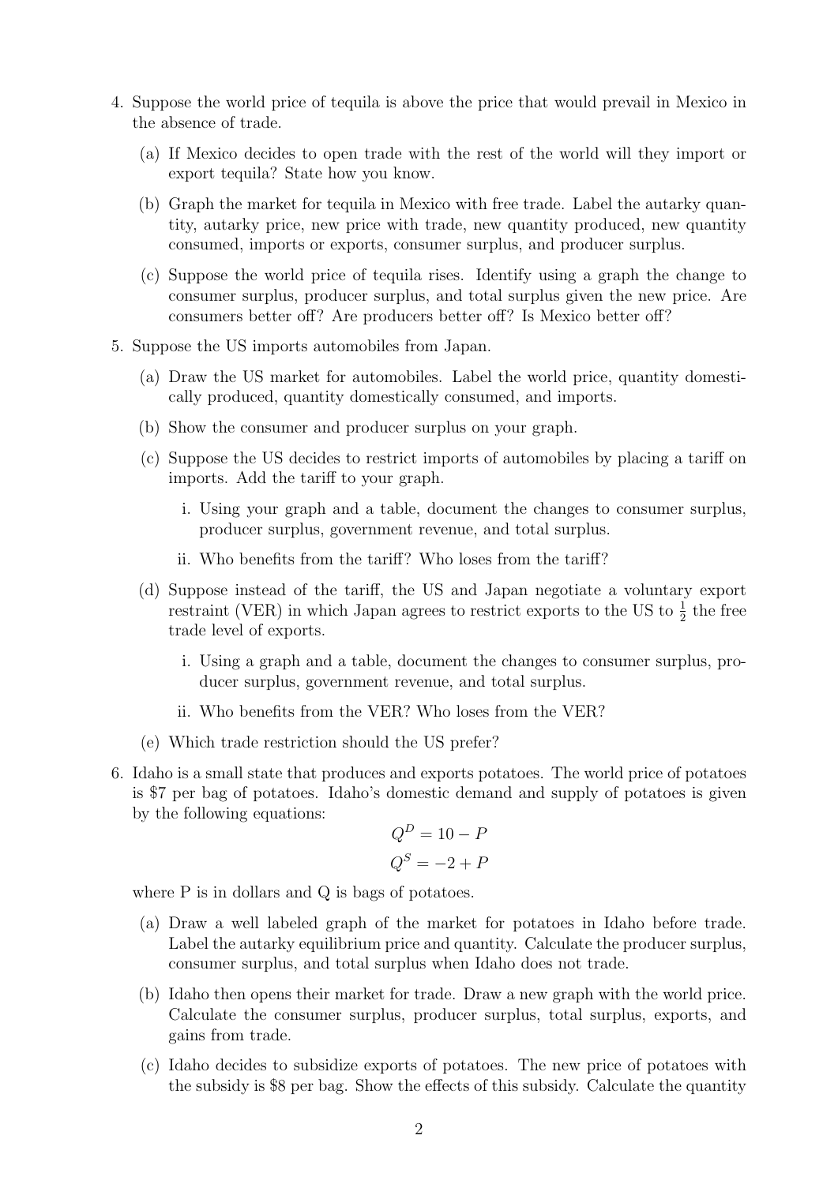4. Suppose the world price of tequila is above the price that would prevail in Mexico in the absence of trade.

   (a) If Mexico decides to open trade with the rest of the world will they import or export tequila? State how you know.

   (b) Graph the market for tequila in Mexico with free trade. Label the autarky quantity, autarky price, new price with trade, new quantity produced, new quantity consumed, imports or exports, consumer surplus, and producer surplus.

   (c) Suppose the world price of tequila rises. Identify using a graph the change to consumer surplus, producer surplus, and total surplus given the new price. Are consumers better off? Are producers better off? Is Mexico better off?

5. Suppose the US imports automobiles from Japan.

   (a) Draw the US market for automobiles. Label the world price, quantity domestically produced, quantity domestically consumed, and imports.

   (b) Show the consumer and producer surplus on your graph.

   (c) Suppose the US decides to restrict imports of automobiles by placing a tariff on imports. Add the tariff to your graph.

      i. Using your graph and a table, document the changes to consumer surplus, producer surplus, government revenue, and total surplus.

      ii. Who benefits from the tariff? Who loses from the tariff?

   (d) Suppose instead of the tariff, the US and Japan negotiate a voluntary export restraint (VER) in which Japan agrees to restrict exports to the US to $\frac{1}{2}$ the free trade level of exports.

      i. Using a graph and a table, document the changes to consumer surplus, producer surplus, government revenue, and total surplus.

      ii. Who benefits from the VER? Who loses from the VER?

   (e) Which trade restriction should the US prefer?

6. Idaho is a small state that produces and exports potatoes. The world price of potatoes is \$7 per bag of potatoes. Idaho's domestic demand and supply of potatoes is given by the following equations:

$$Q^D = 10 - P$$
$$Q^S = -2 + P$$

   where P is in dollars and Q is bags of potatoes.

   (a) Draw a well labeled graph of the market for potatoes in Idaho before trade. Label the autarky equilibrium price and quantity. Calculate the producer surplus, consumer surplus, and total surplus when Idaho does not trade.

   (b) Idaho then opens their market for trade. Draw a new graph with the world price. Calculate the consumer surplus, producer surplus, total surplus, exports, and gains from trade.

   (c) Idaho decides to subsidize exports of potatoes. The new price of potatoes with the subsidy is \$8 per bag. Show the effects of this subsidy. Calculate the quantity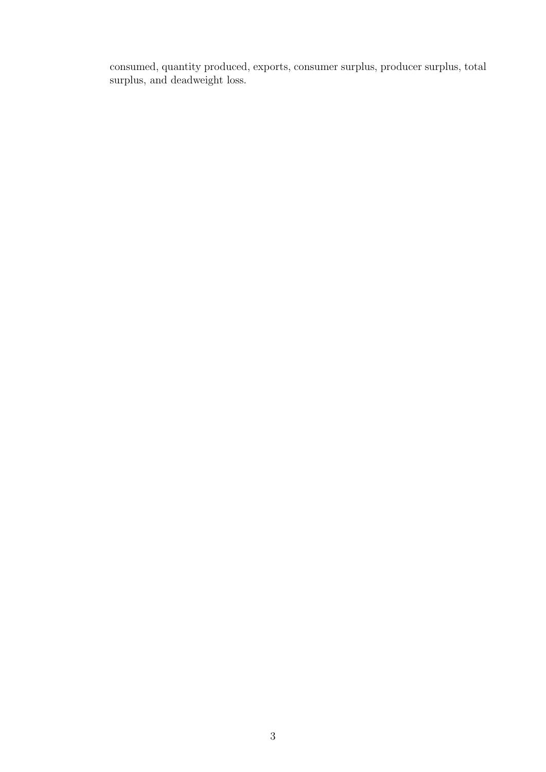consumed, quantity produced, exports, consumer surplus, producer surplus, total surplus, and deadweight loss.